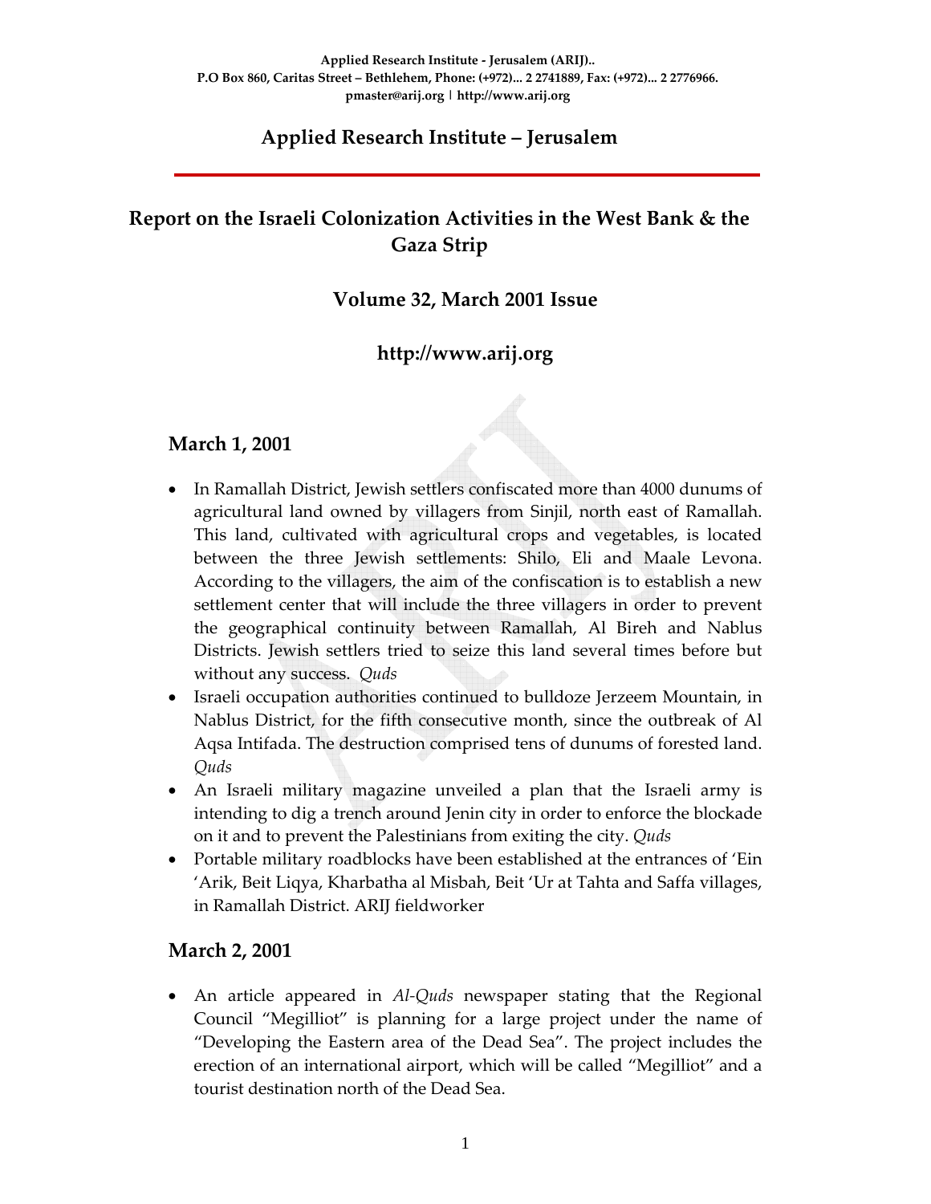Applied Research Institute - Jerusalem (ARIJ)..
P.O Box 860, Caritas Street – Bethlehem, Phone: (+972)... 2 2741889, Fax: (+972)... 2 2776966.
pmaster@arij.org | http://www.arij.org

# Applied Research Institute – Jerusalem

## Report on the Israeli Colonization Activities in the West Bank & the Gaza Strip

### Volume 32, March 2001 Issue

### http://www.arij.org

### March 1, 2001

- In Ramallah District, Jewish settlers confiscated more than 4000 dunums of agricultural land owned by villagers from Sinjil, north east of Ramallah. This land, cultivated with agricultural crops and vegetables, is located between the three Jewish settlements: Shilo, Eli and Maale Levona. According to the villagers, the aim of the confiscation is to establish a new settlement center that will include the three villagers in order to prevent the geographical continuity between Ramallah, Al Bireh and Nablus Districts. Jewish settlers tried to seize this land several times before but without any success. *Quds*
- Israeli occupation authorities continued to bulldoze Jerzeem Mountain, in Nablus District, for the fifth consecutive month, since the outbreak of Al Aqsa Intifada. The destruction comprised tens of dunums of forested land. *Quds*
- An Israeli military magazine unveiled a plan that the Israeli army is intending to dig a trench around Jenin city in order to enforce the blockade on it and to prevent the Palestinians from exiting the city. *Quds*
- Portable military roadblocks have been established at the entrances of 'Ein 'Arik, Beit Liqya, Kharbatha al Misbah, Beit 'Ur at Tahta and Saffa villages, in Ramallah District. ARIJ fieldworker

### March 2, 2001

- An article appeared in *Al-Quds* newspaper stating that the Regional Council "Megilliot" is planning for a large project under the name of "Developing the Eastern area of the Dead Sea". The project includes the erection of an international airport, which will be called "Megilliot" and a tourist destination north of the Dead Sea.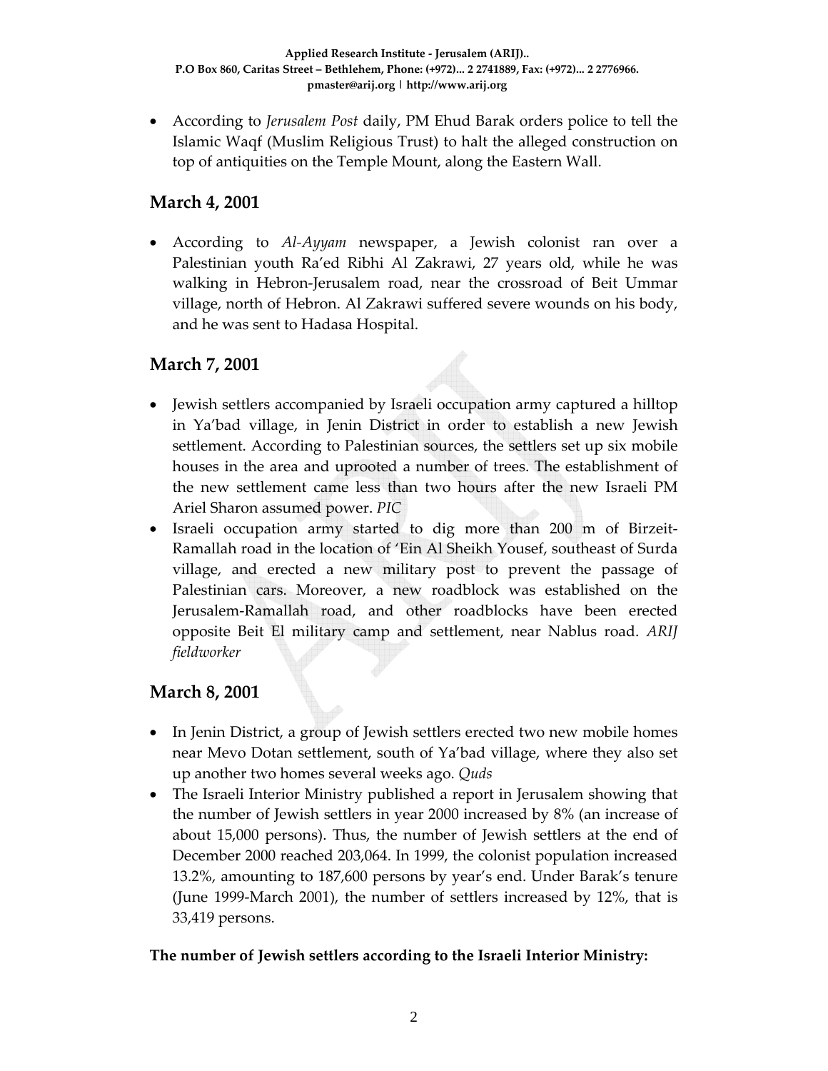- According to *Jerusalem Post* daily, PM Ehud Barak orders police to tell the Islamic Waqf (Muslim Religious Trust) to halt the alleged construction on top of antiquities on the Temple Mount, along the Eastern Wall.

## March 4, 2001

- According to *Al-Ayyam* newspaper, a Jewish colonist ran over a Palestinian youth Ra'ed Ribhi Al Zakrawi, 27 years old, while he was walking in Hebron-Jerusalem road, near the crossroad of Beit Ummar village, north of Hebron. Al Zakrawi suffered severe wounds on his body, and he was sent to Hadasa Hospital.

## March 7, 2001

- Jewish settlers accompanied by Israeli occupation army captured a hilltop in Ya'bad village, in Jenin District in order to establish a new Jewish settlement. According to Palestinian sources, the settlers set up six mobile houses in the area and uprooted a number of trees. The establishment of the new settlement came less than two hours after the new Israeli PM Ariel Sharon assumed power. *PIC*
- Israeli occupation army started to dig more than 200 m of Birzeit-Ramallah road in the location of 'Ein Al Sheikh Yousef, southeast of Surda village, and erected a new military post to prevent the passage of Palestinian cars. Moreover, a new roadblock was established on the Jerusalem-Ramallah road, and other roadblocks have been erected opposite Beit El military camp and settlement, near Nablus road. *ARIJ fieldworker*

## March 8, 2001

- In Jenin District, a group of Jewish settlers erected two new mobile homes near Mevo Dotan settlement, south of Ya'bad village, where they also set up another two homes several weeks ago. *Quds*
- The Israeli Interior Ministry published a report in Jerusalem showing that the number of Jewish settlers in year 2000 increased by 8% (an increase of about 15,000 persons). Thus, the number of Jewish settlers at the end of December 2000 reached 203,064. In 1999, the colonist population increased 13.2%, amounting to 187,600 persons by year's end. Under Barak's tenure (June 1999-March 2001), the number of settlers increased by 12%, that is 33,419 persons.

**The number of Jewish settlers according to the Israeli Interior Ministry:**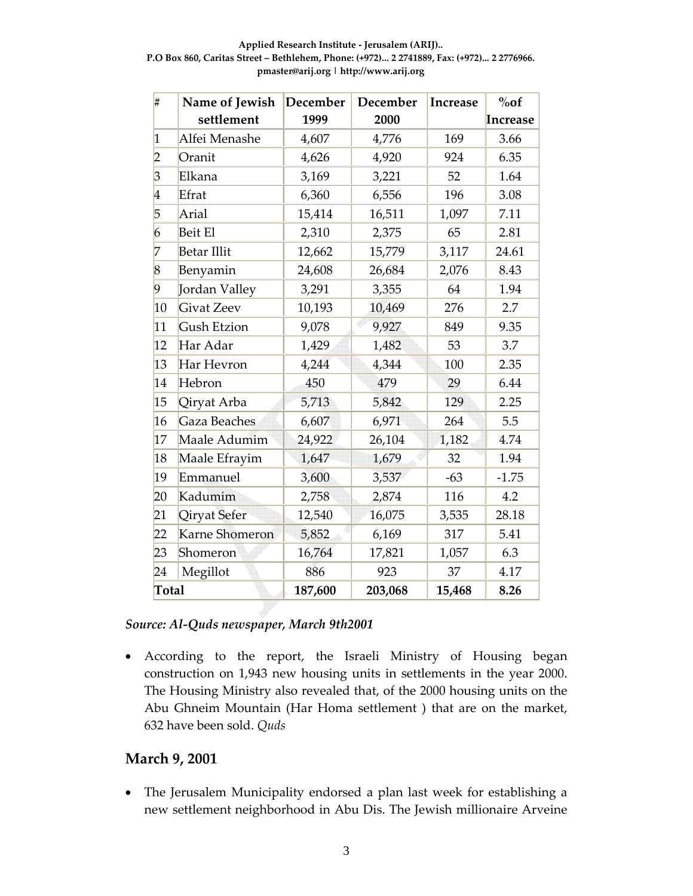| # | Name of Jewish settlement | December 1999 | December 2000 | Increase | %of Increase |
|---|---|---|---|---|---|
| 1 | Alfei Menashe | 4,607 | 4,776 | 169 | 3.66 |
| 2 | Oranit | 4,626 | 4,920 | 924 | 6.35 |
| 3 | Elkana | 3,169 | 3,221 | 52 | 1.64 |
| 4 | Efrat | 6,360 | 6,556 | 196 | 3.08 |
| 5 | Arial | 15,414 | 16,511 | 1,097 | 7.11 |
| 6 | Beit El | 2,310 | 2,375 | 65 | 2.81 |
| 7 | Betar Illit | 12,662 | 15,779 | 3,117 | 24.61 |
| 8 | Benyamin | 24,608 | 26,684 | 2,076 | 8.43 |
| 9 | Jordan Valley | 3,291 | 3,355 | 64 | 1.94 |
| 10 | Givat Zeev | 10,193 | 10,469 | 276 | 2.7 |
| 11 | Gush Etzion | 9,078 | 9,927 | 849 | 9.35 |
| 12 | Har Adar | 1,429 | 1,482 | 53 | 3.7 |
| 13 | Har Hevron | 4,244 | 4,344 | 100 | 2.35 |
| 14 | Hebron | 450 | 479 | 29 | 6.44 |
| 15 | Qiryat Arba | 5,713 | 5,842 | 129 | 2.25 |
| 16 | Gaza Beaches | 6,607 | 6,971 | 264 | 5.5 |
| 17 | Maale Adumim | 24,922 | 26,104 | 1,182 | 4.74 |
| 18 | Maale Efrayim | 1,647 | 1,679 | 32 | 1.94 |
| 19 | Emmanuel | 3,600 | 3,537 | -63 | -1.75 |
| 20 | Kadumim | 2,758 | 2,874 | 116 | 4.2 |
| 21 | Qiryat Sefer | 12,540 | 16,075 | 3,535 | 28.18 |
| 22 | Karne Shomeron | 5,852 | 6,169 | 317 | 5.41 |
| 23 | Shomeron | 16,764 | 17,821 | 1,057 | 6.3 |
| 24 | Megillot | 886 | 923 | 37 | 4.17 |
| **Total** | | **187,600** | **203,068** | **15,468** | **8.26** |

***Source: Al-Quds newspaper, March 9th2001***

- According to the report, the Israeli Ministry of Housing began construction on 1,943 new housing units in settlements in the year 2000. The Housing Ministry also revealed that, of the 2000 housing units on the Abu Ghneim Mountain (Har Homa settlement ) that are on the market, 632 have been sold. *Quds*

## March 9, 2001

- The Jerusalem Municipality endorsed a plan last week for establishing a new settlement neighborhood in Abu Dis. The Jewish millionaire Arveine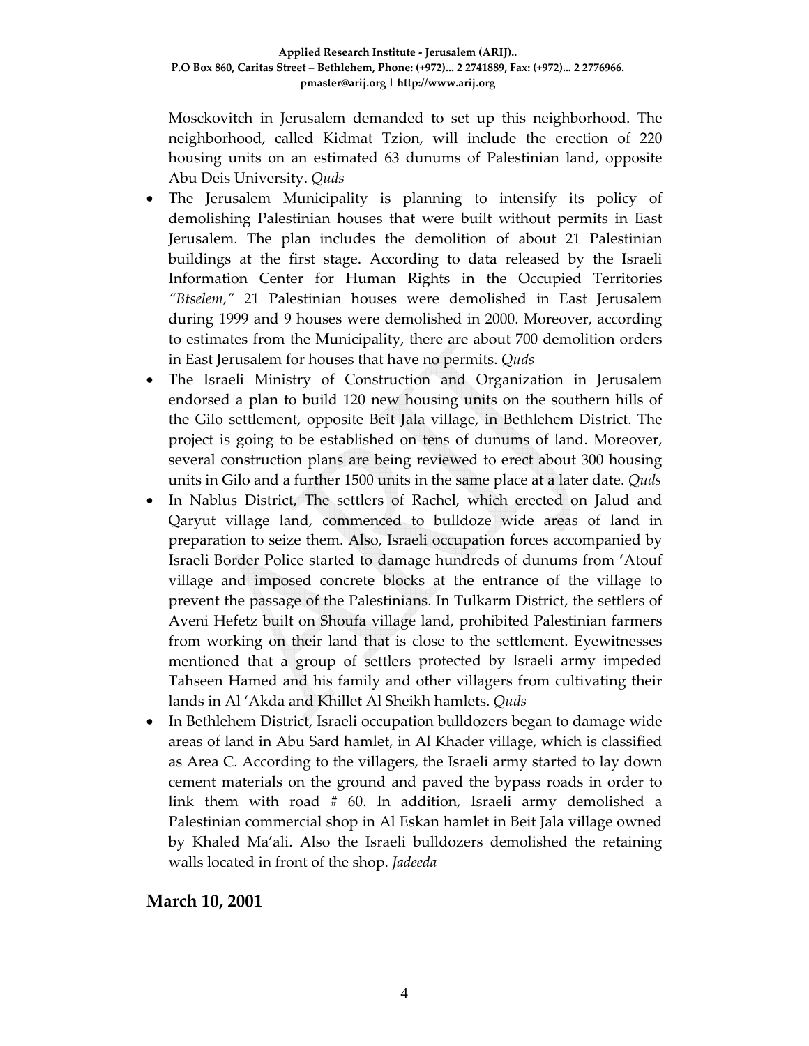Mosckovitch in Jerusalem demanded to set up this neighborhood. The neighborhood, called Kidmat Tzion, will include the erection of 220 housing units on an estimated 63 dunums of Palestinian land, opposite Abu Deis University. *Quds*

- The Jerusalem Municipality is planning to intensify its policy of demolishing Palestinian houses that were built without permits in East Jerusalem. The plan includes the demolition of about 21 Palestinian buildings at the first stage. According to data released by the Israeli Information Center for Human Rights in the Occupied Territories *"Btselem,"* 21 Palestinian houses were demolished in East Jerusalem during 1999 and 9 houses were demolished in 2000. Moreover, according to estimates from the Municipality, there are about 700 demolition orders in East Jerusalem for houses that have no permits. *Quds*
- The Israeli Ministry of Construction and Organization in Jerusalem endorsed a plan to build 120 new housing units on the southern hills of the Gilo settlement, opposite Beit Jala village, in Bethlehem District. The project is going to be established on tens of dunums of land. Moreover, several construction plans are being reviewed to erect about 300 housing units in Gilo and a further 1500 units in the same place at a later date. *Quds*
- In Nablus District, The settlers of Rachel, which erected on Jalud and Qaryut village land, commenced to bulldoze wide areas of land in preparation to seize them. Also, Israeli occupation forces accompanied by Israeli Border Police started to damage hundreds of dunums from 'Atouf village and imposed concrete blocks at the entrance of the village to prevent the passage of the Palestinians. In Tulkarm District, the settlers of Aveni Hefetz built on Shoufa village land, prohibited Palestinian farmers from working on their land that is close to the settlement. Eyewitnesses mentioned that a group of settlers protected by Israeli army impeded Tahseen Hamed and his family and other villagers from cultivating their lands in Al 'Akda and Khillet Al Sheikh hamlets. *Quds*
- In Bethlehem District, Israeli occupation bulldozers began to damage wide areas of land in Abu Sard hamlet, in Al Khader village, which is classified as Area C. According to the villagers, the Israeli army started to lay down cement materials on the ground and paved the bypass roads in order to link them with road # 60. In addition, Israeli army demolished a Palestinian commercial shop in Al Eskan hamlet in Beit Jala village owned by Khaled Ma'ali. Also the Israeli bulldozers demolished the retaining walls located in front of the shop. *Jadeeda*

## March 10, 2001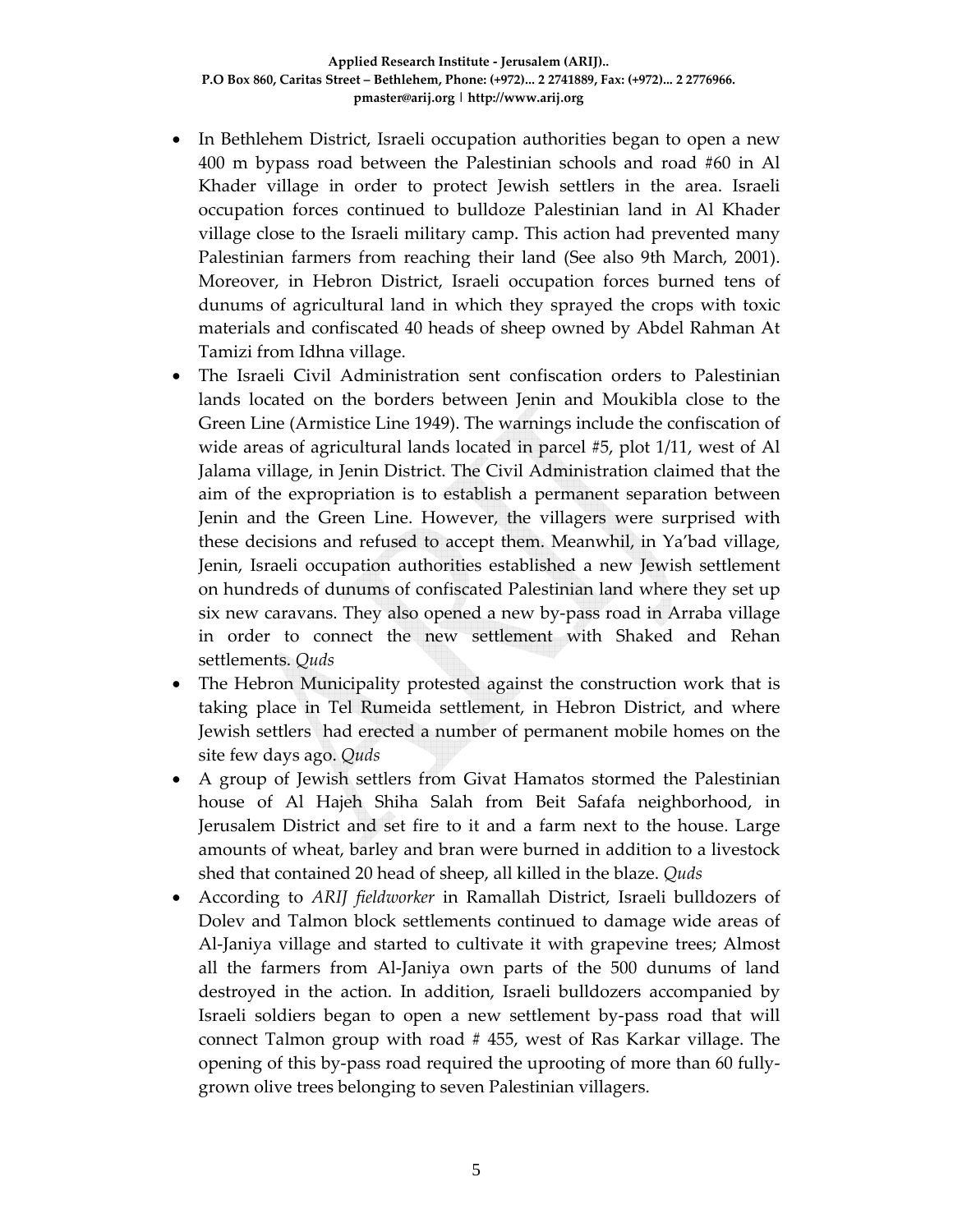- In Bethlehem District, Israeli occupation authorities began to open a new 400 m bypass road between the Palestinian schools and road #60 in Al Khader village in order to protect Jewish settlers in the area. Israeli occupation forces continued to bulldoze Palestinian land in Al Khader village close to the Israeli military camp. This action had prevented many Palestinian farmers from reaching their land (See also 9th March, 2001). Moreover, in Hebron District, Israeli occupation forces burned tens of dunums of agricultural land in which they sprayed the crops with toxic materials and confiscated 40 heads of sheep owned by Abdel Rahman At Tamizi from Idhna village.
- The Israeli Civil Administration sent confiscation orders to Palestinian lands located on the borders between Jenin and Moukibla close to the Green Line (Armistice Line 1949). The warnings include the confiscation of wide areas of agricultural lands located in parcel #5, plot 1/11, west of Al Jalama village, in Jenin District. The Civil Administration claimed that the aim of the expropriation is to establish a permanent separation between Jenin and the Green Line. However, the villagers were surprised with these decisions and refused to accept them. Meanwhil, in Ya'bad village, Jenin, Israeli occupation authorities established a new Jewish settlement on hundreds of dunums of confiscated Palestinian land where they set up six new caravans. They also opened a new by-pass road in Arraba village in order to connect the new settlement with Shaked and Rehan settlements. *Quds*
- The Hebron Municipality protested against the construction work that is taking place in Tel Rumeida settlement, in Hebron District, and where Jewish settlers had erected a number of permanent mobile homes on the site few days ago. *Quds*
- A group of Jewish settlers from Givat Hamatos stormed the Palestinian house of Al Hajeh Shiha Salah from Beit Safafa neighborhood, in Jerusalem District and set fire to it and a farm next to the house. Large amounts of wheat, barley and bran were burned in addition to a livestock shed that contained 20 head of sheep, all killed in the blaze. *Quds*
- According to *ARIJ fieldworker* in Ramallah District, Israeli bulldozers of Dolev and Talmon block settlements continued to damage wide areas of Al-Janiya village and started to cultivate it with grapevine trees; Almost all the farmers from Al-Janiya own parts of the 500 dunums of land destroyed in the action. In addition, Israeli bulldozers accompanied by Israeli soldiers began to open a new settlement by-pass road that will connect Talmon group with road # 455, west of Ras Karkar village. The opening of this by-pass road required the uprooting of more than 60 fully-grown olive trees belonging to seven Palestinian villagers.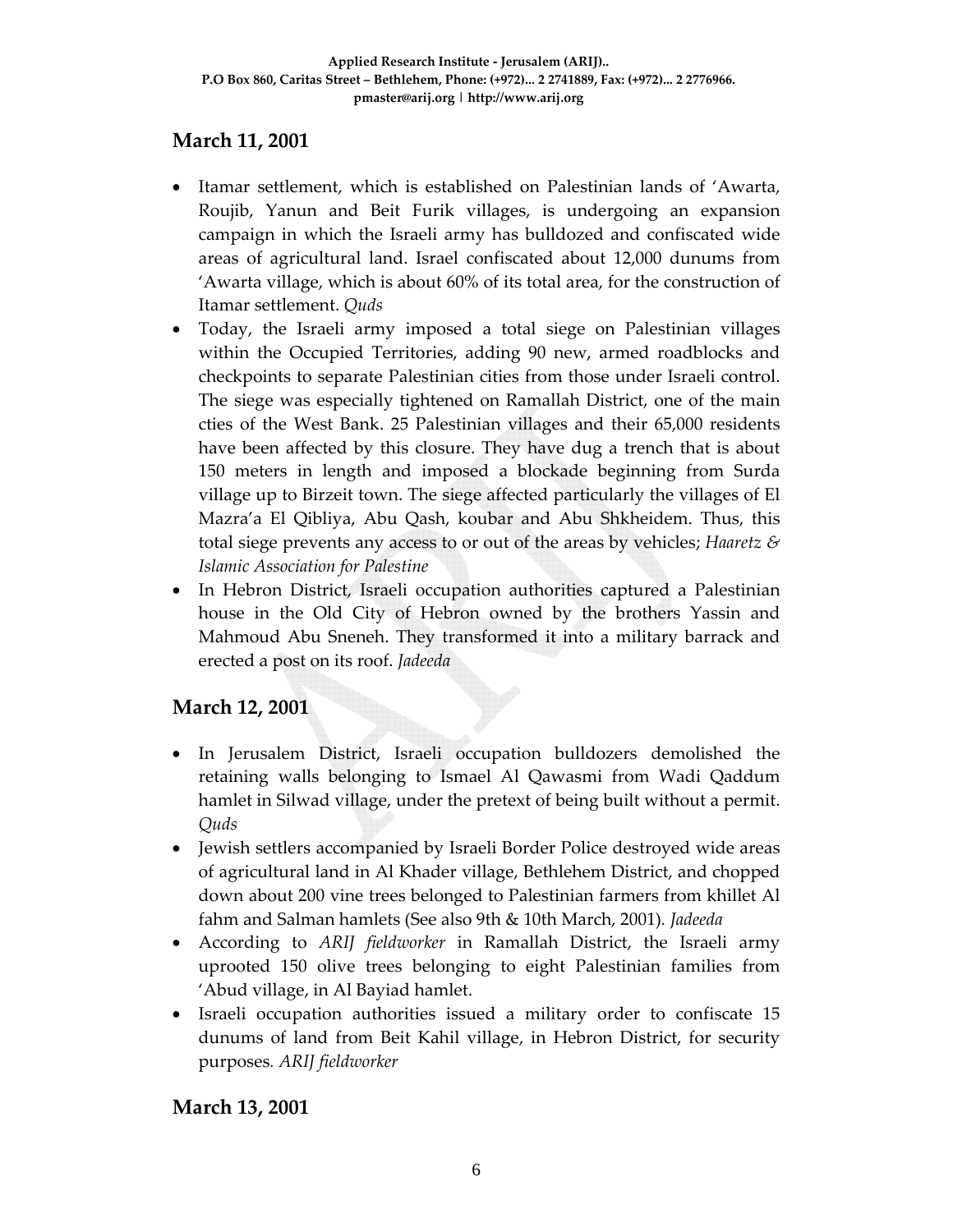## March 11, 2001

- Itamar settlement, which is established on Palestinian lands of 'Awarta, Roujib, Yanun and Beit Furik villages, is undergoing an expansion campaign in which the Israeli army has bulldozed and confiscated wide areas of agricultural land. Israel confiscated about 12,000 dunums from 'Awarta village, which is about 60% of its total area, for the construction of Itamar settlement. *Quds*
- Today, the Israeli army imposed a total siege on Palestinian villages within the Occupied Territories, adding 90 new, armed roadblocks and checkpoints to separate Palestinian cities from those under Israeli control. The siege was especially tightened on Ramallah District, one of the main cties of the West Bank. 25 Palestinian villages and their 65,000 residents have been affected by this closure. They have dug a trench that is about 150 meters in length and imposed a blockade beginning from Surda village up to Birzeit town. The siege affected particularly the villages of El Mazra'a El Qibliya, Abu Qash, koubar and Abu Shkheidem. Thus, this total siege prevents any access to or out of the areas by vehicles; *Haaretz & Islamic Association for Palestine*
- In Hebron District, Israeli occupation authorities captured a Palestinian house in the Old City of Hebron owned by the brothers Yassin and Mahmoud Abu Sneneh. They transformed it into a military barrack and erected a post on its roof. *Jadeeda*

## March 12, 2001

- In Jerusalem District, Israeli occupation bulldozers demolished the retaining walls belonging to Ismael Al Qawasmi from Wadi Qaddum hamlet in Silwad village, under the pretext of being built without a permit. *Quds*
- Jewish settlers accompanied by Israeli Border Police destroyed wide areas of agricultural land in Al Khader village, Bethlehem District, and chopped down about 200 vine trees belonged to Palestinian farmers from khillet Al fahm and Salman hamlets (See also 9th & 10th March, 2001). *Jadeeda*
- According to *ARIJ fieldworker* in Ramallah District, the Israeli army uprooted 150 olive trees belonging to eight Palestinian families from 'Abud village, in Al Bayiad hamlet.
- Israeli occupation authorities issued a military order to confiscate 15 dunums of land from Beit Kahil village, in Hebron District, for security purposes. *ARIJ fieldworker*

## March 13, 2001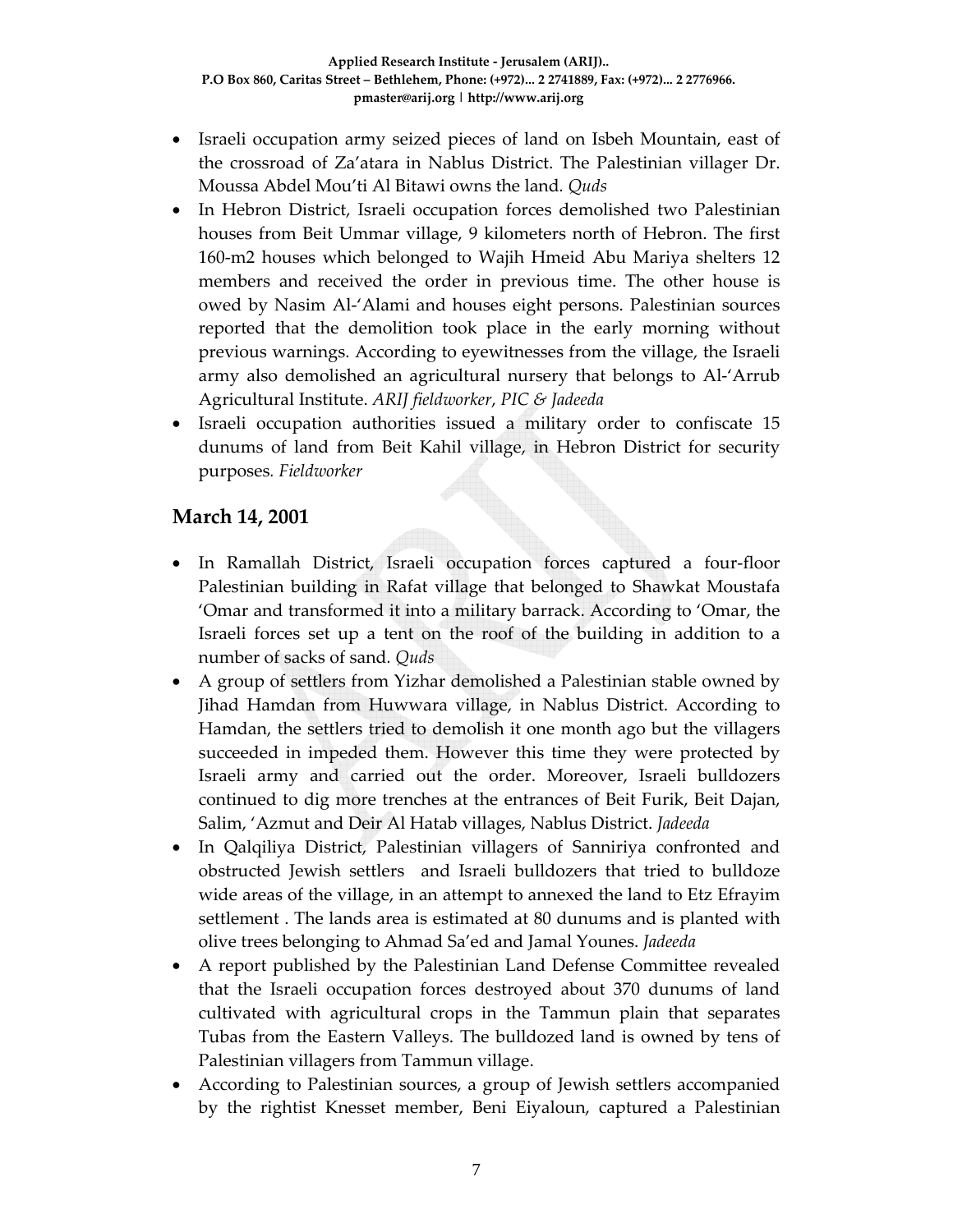- Israeli occupation army seized pieces of land on Isbeh Mountain, east of the crossroad of Za'atara in Nablus District. The Palestinian villager Dr. Moussa Abdel Mou'ti Al Bitawi owns the land. *Quds*
- In Hebron District, Israeli occupation forces demolished two Palestinian houses from Beit Ummar village, 9 kilometers north of Hebron. The first 160-m2 houses which belonged to Wajih Hmeid Abu Mariya shelters 12 members and received the order in previous time. The other house is owed by Nasim Al-'Alami and houses eight persons. Palestinian sources reported that the demolition took place in the early morning without previous warnings. According to eyewitnesses from the village, the Israeli army also demolished an agricultural nursery that belongs to Al-'Arrub Agricultural Institute. *ARIJ fieldworker, PIC & Jadeeda*
- Israeli occupation authorities issued a military order to confiscate 15 dunums of land from Beit Kahil village, in Hebron District for security purposes. *Fieldworker*

## March 14, 2001

- In Ramallah District, Israeli occupation forces captured a four-floor Palestinian building in Rafat village that belonged to Shawkat Moustafa 'Omar and transformed it into a military barrack. According to 'Omar, the Israeli forces set up a tent on the roof of the building in addition to a number of sacks of sand. *Quds*
- A group of settlers from Yizhar demolished a Palestinian stable owned by Jihad Hamdan from Huwwara village, in Nablus District. According to Hamdan, the settlers tried to demolish it one month ago but the villagers succeeded in impeded them. However this time they were protected by Israeli army and carried out the order. Moreover, Israeli bulldozers continued to dig more trenches at the entrances of Beit Furik, Beit Dajan, Salim, 'Azmut and Deir Al Hatab villages, Nablus District. *Jadeeda*
- In Qalqiliya District, Palestinian villagers of Sanniriya confronted and obstructed Jewish settlers and Israeli bulldozers that tried to bulldoze wide areas of the village, in an attempt to annexed the land to Etz Efrayim settlement . The lands area is estimated at 80 dunums and is planted with olive trees belonging to Ahmad Sa'ed and Jamal Younes. *Jadeeda*
- A report published by the Palestinian Land Defense Committee revealed that the Israeli occupation forces destroyed about 370 dunums of land cultivated with agricultural crops in the Tammun plain that separates Tubas from the Eastern Valleys. The bulldozed land is owned by tens of Palestinian villagers from Tammun village.
- According to Palestinian sources, a group of Jewish settlers accompanied by the rightist Knesset member, Beni Eiyaloun, captured a Palestinian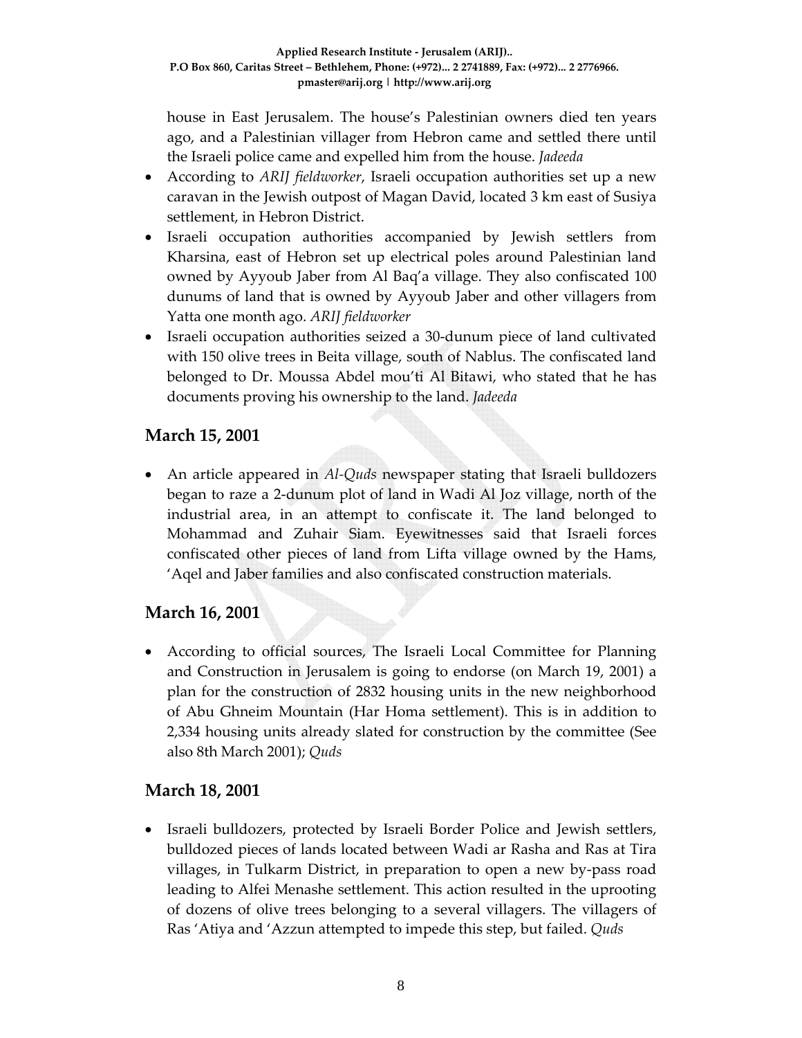house in East Jerusalem. The house's Palestinian owners died ten years ago, and a Palestinian villager from Hebron came and settled there until the Israeli police came and expelled him from the house. *Jadeeda*

- According to *ARIJ fieldworker*, Israeli occupation authorities set up a new caravan in the Jewish outpost of Magan David, located 3 km east of Susiya settlement, in Hebron District.
- Israeli occupation authorities accompanied by Jewish settlers from Kharsina, east of Hebron set up electrical poles around Palestinian land owned by Ayyoub Jaber from Al Baq'a village. They also confiscated 100 dunums of land that is owned by Ayyoub Jaber and other villagers from Yatta one month ago. *ARIJ fieldworker*
- Israeli occupation authorities seized a 30-dunum piece of land cultivated with 150 olive trees in Beita village, south of Nablus. The confiscated land belonged to Dr. Moussa Abdel mou'ti Al Bitawi, who stated that he has documents proving his ownership to the land. *Jadeeda*

## March 15, 2001

- An article appeared in *Al-Quds* newspaper stating that Israeli bulldozers began to raze a 2-dunum plot of land in Wadi Al Joz village, north of the industrial area, in an attempt to confiscate it. The land belonged to Mohammad and Zuhair Siam. Eyewitnesses said that Israeli forces confiscated other pieces of land from Lifta village owned by the Hams, 'Aqel and Jaber families and also confiscated construction materials.

## March 16, 2001

- According to official sources, The Israeli Local Committee for Planning and Construction in Jerusalem is going to endorse (on March 19, 2001) a plan for the construction of 2832 housing units in the new neighborhood of Abu Ghneim Mountain (Har Homa settlement). This is in addition to 2,334 housing units already slated for construction by the committee (See also 8th March 2001); *Quds*

## March 18, 2001

- Israeli bulldozers, protected by Israeli Border Police and Jewish settlers, bulldozed pieces of lands located between Wadi ar Rasha and Ras at Tira villages, in Tulkarm District, in preparation to open a new by-pass road leading to Alfei Menashe settlement. This action resulted in the uprooting of dozens of olive trees belonging to a several villagers. The villagers of Ras 'Atiya and 'Azzun attempted to impede this step, but failed. *Quds*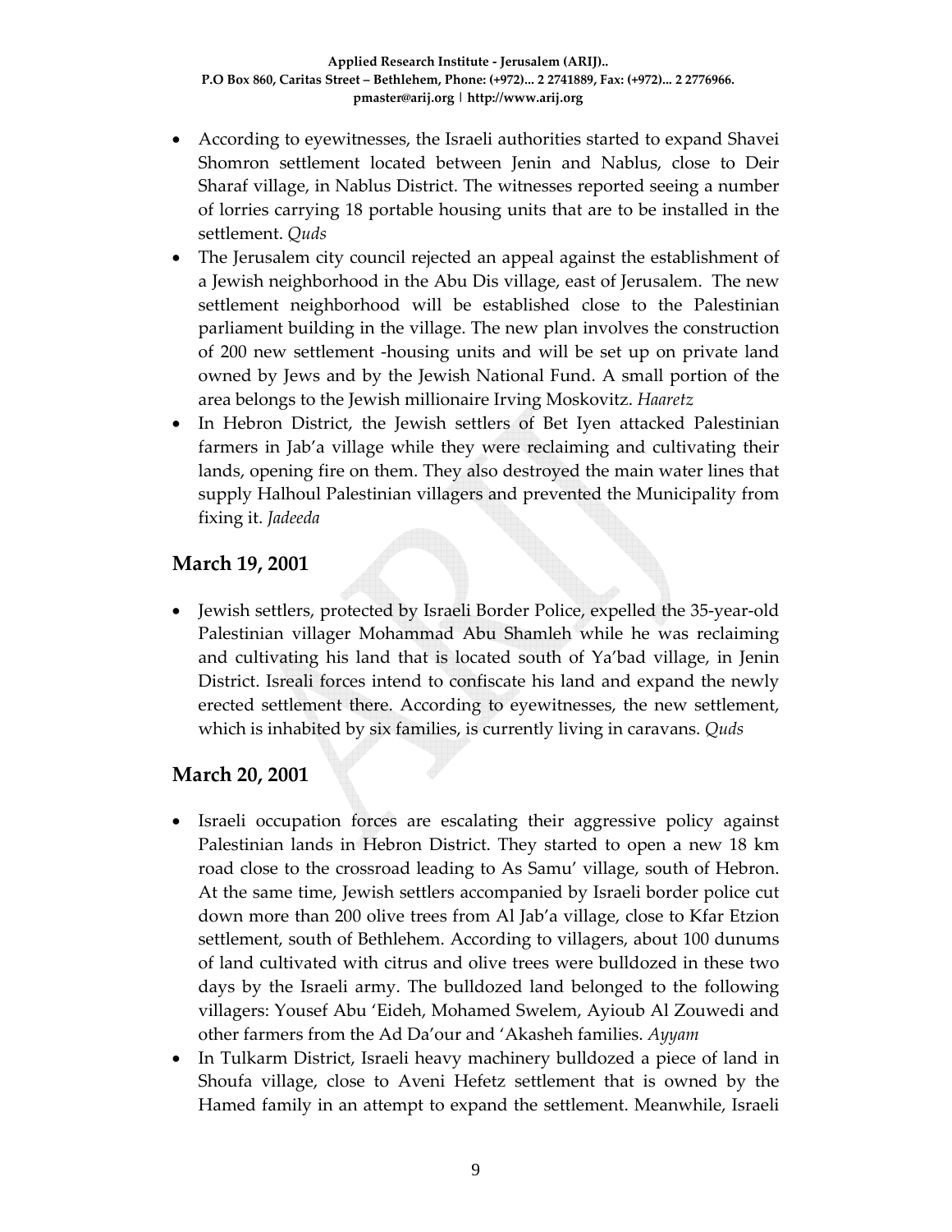- According to eyewitnesses, the Israeli authorities started to expand Shavei Shomron settlement located between Jenin and Nablus, close to Deir Sharaf village, in Nablus District. The witnesses reported seeing a number of lorries carrying 18 portable housing units that are to be installed in the settlement. *Quds*
- The Jerusalem city council rejected an appeal against the establishment of a Jewish neighborhood in the Abu Dis village, east of Jerusalem. The new settlement neighborhood will be established close to the Palestinian parliament building in the village. The new plan involves the construction of 200 new settlement -housing units and will be set up on private land owned by Jews and by the Jewish National Fund. A small portion of the area belongs to the Jewish millionaire Irving Moskovitz. *Haaretz*
- In Hebron District, the Jewish settlers of Bet Iyen attacked Palestinian farmers in Jab'a village while they were reclaiming and cultivating their lands, opening fire on them. They also destroyed the main water lines that supply Halhoul Palestinian villagers and prevented the Municipality from fixing it. *Jadeeda*

## March 19, 2001

- Jewish settlers, protected by Israeli Border Police, expelled the 35-year-old Palestinian villager Mohammad Abu Shamleh while he was reclaiming and cultivating his land that is located south of Ya'bad village, in Jenin District. Isreali forces intend to confiscate his land and expand the newly erected settlement there. According to eyewitnesses, the new settlement, which is inhabited by six families, is currently living in caravans. *Quds*

## March 20, 2001

- Israeli occupation forces are escalating their aggressive policy against Palestinian lands in Hebron District. They started to open a new 18 km road close to the crossroad leading to As Samu' village, south of Hebron. At the same time, Jewish settlers accompanied by Israeli border police cut down more than 200 olive trees from Al Jab'a village, close to Kfar Etzion settlement, south of Bethlehem. According to villagers, about 100 dunums of land cultivated with citrus and olive trees were bulldozed in these two days by the Israeli army. The bulldozed land belonged to the following villagers: Yousef Abu 'Eideh, Mohamed Swelem, Ayioub Al Zouwedi and other farmers from the Ad Da'our and 'Akasheh families. *Ayyam*
- In Tulkarm District, Israeli heavy machinery bulldozed a piece of land in Shoufa village, close to Aveni Hefetz settlement that is owned by the Hamed family in an attempt to expand the settlement. Meanwhile, Israeli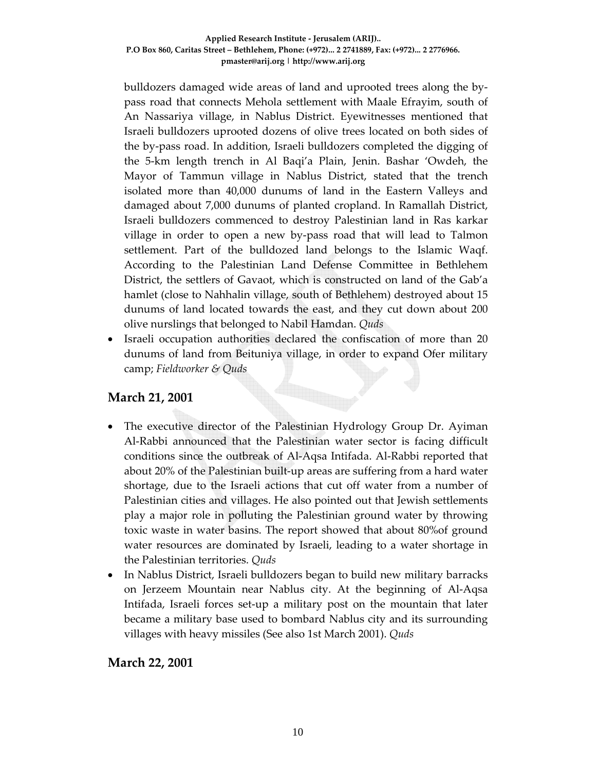bulldozers damaged wide areas of land and uprooted trees along the by-pass road that connects Mehola settlement with Maale Efrayim, south of An Nassariya village, in Nablus District. Eyewitnesses mentioned that Israeli bulldozers uprooted dozens of olive trees located on both sides of the by-pass road. In addition, Israeli bulldozers completed the digging of the 5-km length trench in Al Baqi'a Plain, Jenin. Bashar 'Owdeh, the Mayor of Tammun village in Nablus District, stated that the trench isolated more than 40,000 dunums of land in the Eastern Valleys and damaged about 7,000 dunums of planted cropland. In Ramallah District, Israeli bulldozers commenced to destroy Palestinian land in Ras karkar village in order to open a new by-pass road that will lead to Talmon settlement. Part of the bulldozed land belongs to the Islamic Waqf. According to the Palestinian Land Defense Committee in Bethlehem District, the settlers of Gavaot, which is constructed on land of the Gab'a hamlet (close to Nahhalin village, south of Bethlehem) destroyed about 15 dunums of land located towards the east, and they cut down about 200 olive nurslings that belonged to Nabil Hamdan. *Quds*

- Israeli occupation authorities declared the confiscation of more than 20 dunums of land from Beituniya village, in order to expand Ofer military camp; *Fieldworker & Quds*

## March 21, 2001

- The executive director of the Palestinian Hydrology Group Dr. Ayiman Al-Rabbi announced that the Palestinian water sector is facing difficult conditions since the outbreak of Al-Aqsa Intifada. Al-Rabbi reported that about 20% of the Palestinian built-up areas are suffering from a hard water shortage, due to the Israeli actions that cut off water from a number of Palestinian cities and villages. He also pointed out that Jewish settlements play a major role in polluting the Palestinian ground water by throwing toxic waste in water basins. The report showed that about 80%of ground water resources are dominated by Israeli, leading to a water shortage in the Palestinian territories. *Quds*
- In Nablus District, Israeli bulldozers began to build new military barracks on Jerzeem Mountain near Nablus city. At the beginning of Al-Aqsa Intifada, Israeli forces set-up a military post on the mountain that later became a military base used to bombard Nablus city and its surrounding villages with heavy missiles (See also 1st March 2001). *Quds*

## March 22, 2001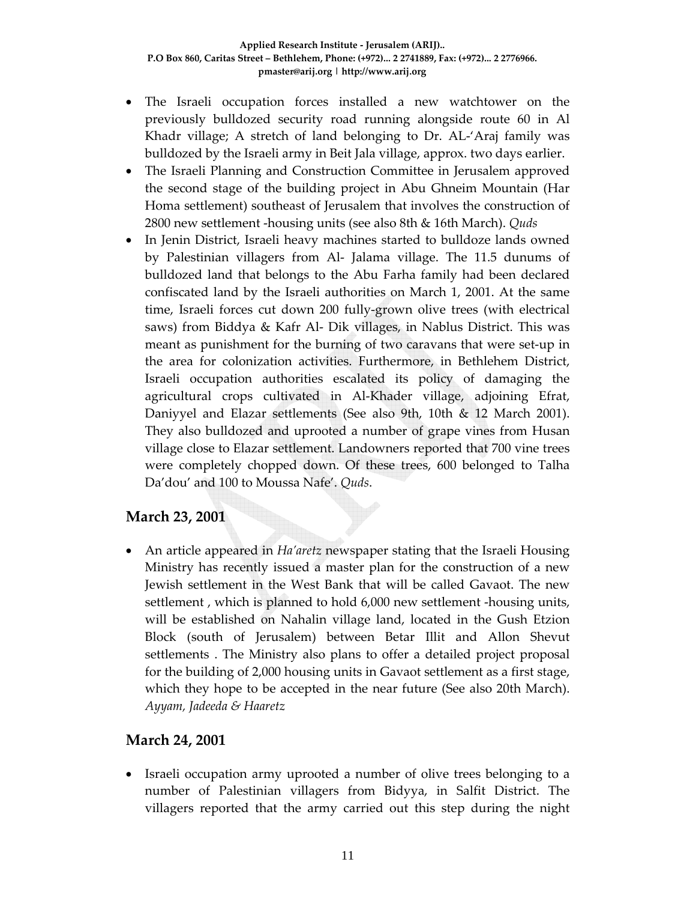- The Israeli occupation forces installed a new watchtower on the previously bulldozed security road running alongside route 60 in Al Khadr village; A stretch of land belonging to Dr. AL-'Araj family was bulldozed by the Israeli army in Beit Jala village, approx. two days earlier.
- The Israeli Planning and Construction Committee in Jerusalem approved the second stage of the building project in Abu Ghneim Mountain (Har Homa settlement) southeast of Jerusalem that involves the construction of 2800 new settlement -housing units (see also 8th & 16th March). *Quds*
- In Jenin District, Israeli heavy machines started to bulldoze lands owned by Palestinian villagers from Al- Jalama village. The 11.5 dunums of bulldozed land that belongs to the Abu Farha family had been declared confiscated land by the Israeli authorities on March 1, 2001. At the same time, Israeli forces cut down 200 fully-grown olive trees (with electrical saws) from Biddya & Kafr Al- Dik villages, in Nablus District. This was meant as punishment for the burning of two caravans that were set-up in the area for colonization activities. Furthermore, in Bethlehem District, Israeli occupation authorities escalated its policy of damaging the agricultural crops cultivated in Al-Khader village, adjoining Efrat, Daniyyel and Elazar settlements (See also 9th, 10th & 12 March 2001). They also bulldozed and uprooted a number of grape vines from Husan village close to Elazar settlement. Landowners reported that 700 vine trees were completely chopped down. Of these trees, 600 belonged to Talha Da'dou' and 100 to Moussa Nafe'. *Quds*.

## March 23, 2001

- An article appeared in *Ha'aretz* newspaper stating that the Israeli Housing Ministry has recently issued a master plan for the construction of a new Jewish settlement in the West Bank that will be called Gavaot. The new settlement , which is planned to hold 6,000 new settlement -housing units, will be established on Nahalin village land, located in the Gush Etzion Block (south of Jerusalem) between Betar Illit and Allon Shevut settlements . The Ministry also plans to offer a detailed project proposal for the building of 2,000 housing units in Gavaot settlement as a first stage, which they hope to be accepted in the near future (See also 20th March). *Ayyam, Jadeeda & Haaretz*

## March 24, 2001

- Israeli occupation army uprooted a number of olive trees belonging to a number of Palestinian villagers from Bidyya, in Salfit District. The villagers reported that the army carried out this step during the night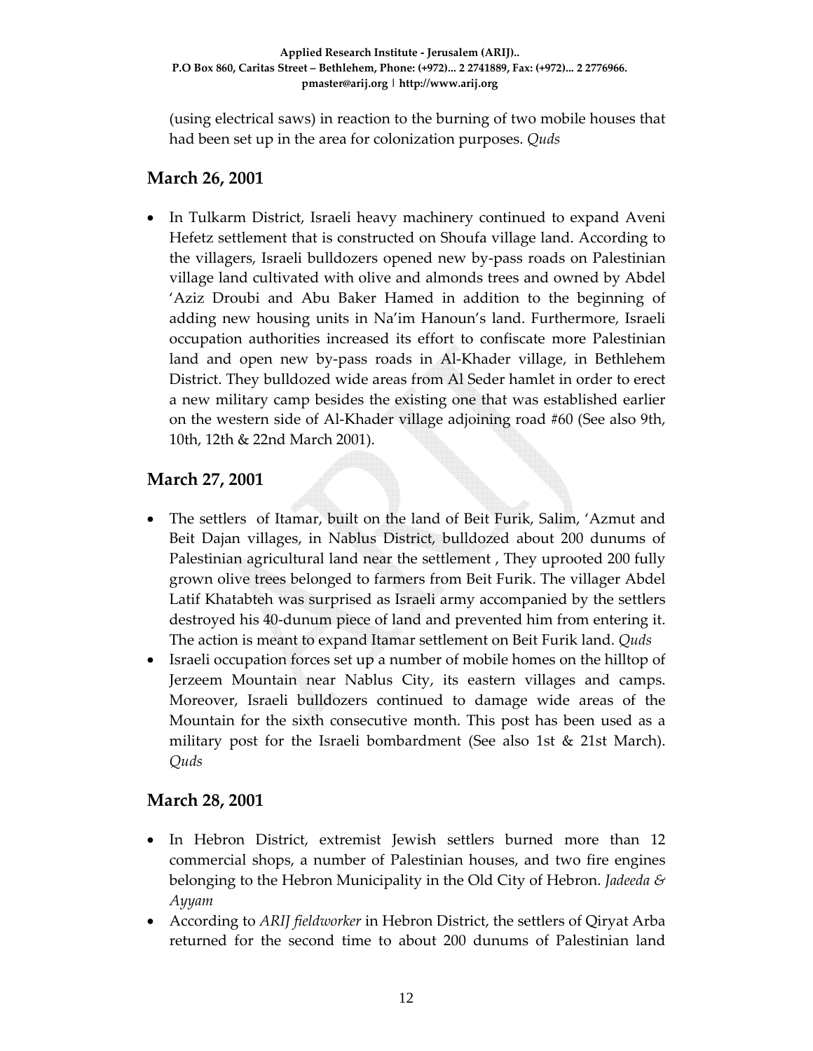(using electrical saws) in reaction to the burning of two mobile houses that had been set up in the area for colonization purposes. *Quds*

## March 26, 2001

- In Tulkarm District, Israeli heavy machinery continued to expand Aveni Hefetz settlement that is constructed on Shoufa village land. According to the villagers, Israeli bulldozers opened new by-pass roads on Palestinian village land cultivated with olive and almonds trees and owned by Abdel 'Aziz Droubi and Abu Baker Hamed in addition to the beginning of adding new housing units in Na'im Hanoun's land. Furthermore, Israeli occupation authorities increased its effort to confiscate more Palestinian land and open new by-pass roads in Al-Khader village, in Bethlehem District. They bulldozed wide areas from Al Seder hamlet in order to erect a new military camp besides the existing one that was established earlier on the western side of Al-Khader village adjoining road #60 (See also 9th, 10th, 12th & 22nd March 2001).

## March 27, 2001

- The settlers of Itamar, built on the land of Beit Furik, Salim, 'Azmut and Beit Dajan villages, in Nablus District, bulldozed about 200 dunums of Palestinian agricultural land near the settlement , They uprooted 200 fully grown olive trees belonged to farmers from Beit Furik. The villager Abdel Latif Khatabteh was surprised as Israeli army accompanied by the settlers destroyed his 40-dunum piece of land and prevented him from entering it. The action is meant to expand Itamar settlement on Beit Furik land. *Quds*
- Israeli occupation forces set up a number of mobile homes on the hilltop of Jerzeem Mountain near Nablus City, its eastern villages and camps. Moreover, Israeli bulldozers continued to damage wide areas of the Mountain for the sixth consecutive month. This post has been used as a military post for the Israeli bombardment (See also 1st & 21st March). *Quds*

## March 28, 2001

- In Hebron District, extremist Jewish settlers burned more than 12 commercial shops, a number of Palestinian houses, and two fire engines belonging to the Hebron Municipality in the Old City of Hebron. *Jadeeda & Ayyam*
- According to *ARIJ fieldworker* in Hebron District, the settlers of Qiryat Arba returned for the second time to about 200 dunums of Palestinian land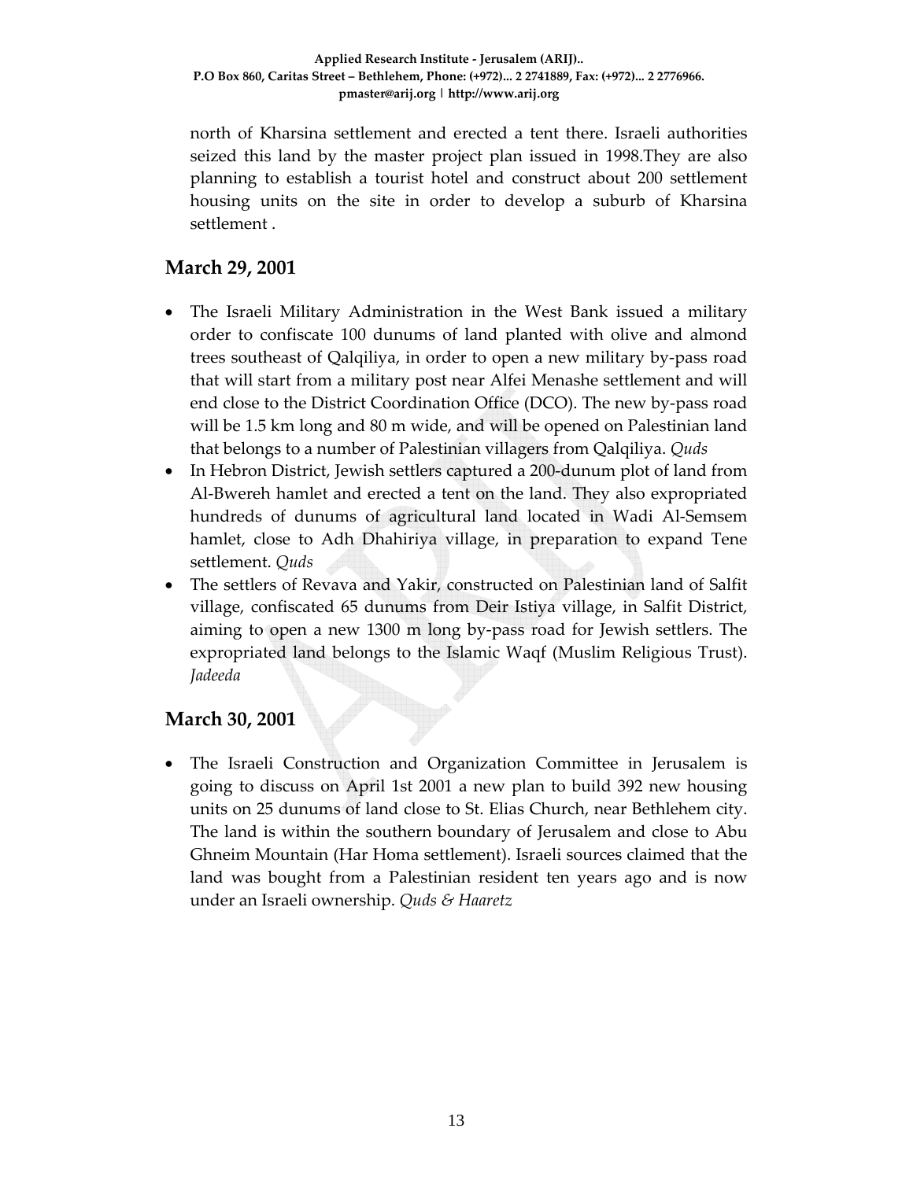north of Kharsina settlement and erected a tent there. Israeli authorities seized this land by the master project plan issued in 1998.They are also planning to establish a tourist hotel and construct about 200 settlement housing units on the site in order to develop a suburb of Kharsina settlement .

## March 29, 2001

- The Israeli Military Administration in the West Bank issued a military order to confiscate 100 dunums of land planted with olive and almond trees southeast of Qalqiliya, in order to open a new military by-pass road that will start from a military post near Alfei Menashe settlement and will end close to the District Coordination Office (DCO). The new by-pass road will be 1.5 km long and 80 m wide, and will be opened on Palestinian land that belongs to a number of Palestinian villagers from Qalqiliya. *Quds*
- In Hebron District, Jewish settlers captured a 200-dunum plot of land from Al-Bwereh hamlet and erected a tent on the land. They also expropriated hundreds of dunums of agricultural land located in Wadi Al-Semsem hamlet, close to Adh Dhahiriya village, in preparation to expand Tene settlement. *Quds*
- The settlers of Revava and Yakir, constructed on Palestinian land of Salfit village, confiscated 65 dunums from Deir Istiya village, in Salfit District, aiming to open a new 1300 m long by-pass road for Jewish settlers. The expropriated land belongs to the Islamic Waqf (Muslim Religious Trust). *Jadeeda*

## March 30, 2001

- The Israeli Construction and Organization Committee in Jerusalem is going to discuss on April 1st 2001 a new plan to build 392 new housing units on 25 dunums of land close to St. Elias Church, near Bethlehem city. The land is within the southern boundary of Jerusalem and close to Abu Ghneim Mountain (Har Homa settlement). Israeli sources claimed that the land was bought from a Palestinian resident ten years ago and is now under an Israeli ownership. *Quds & Haaretz*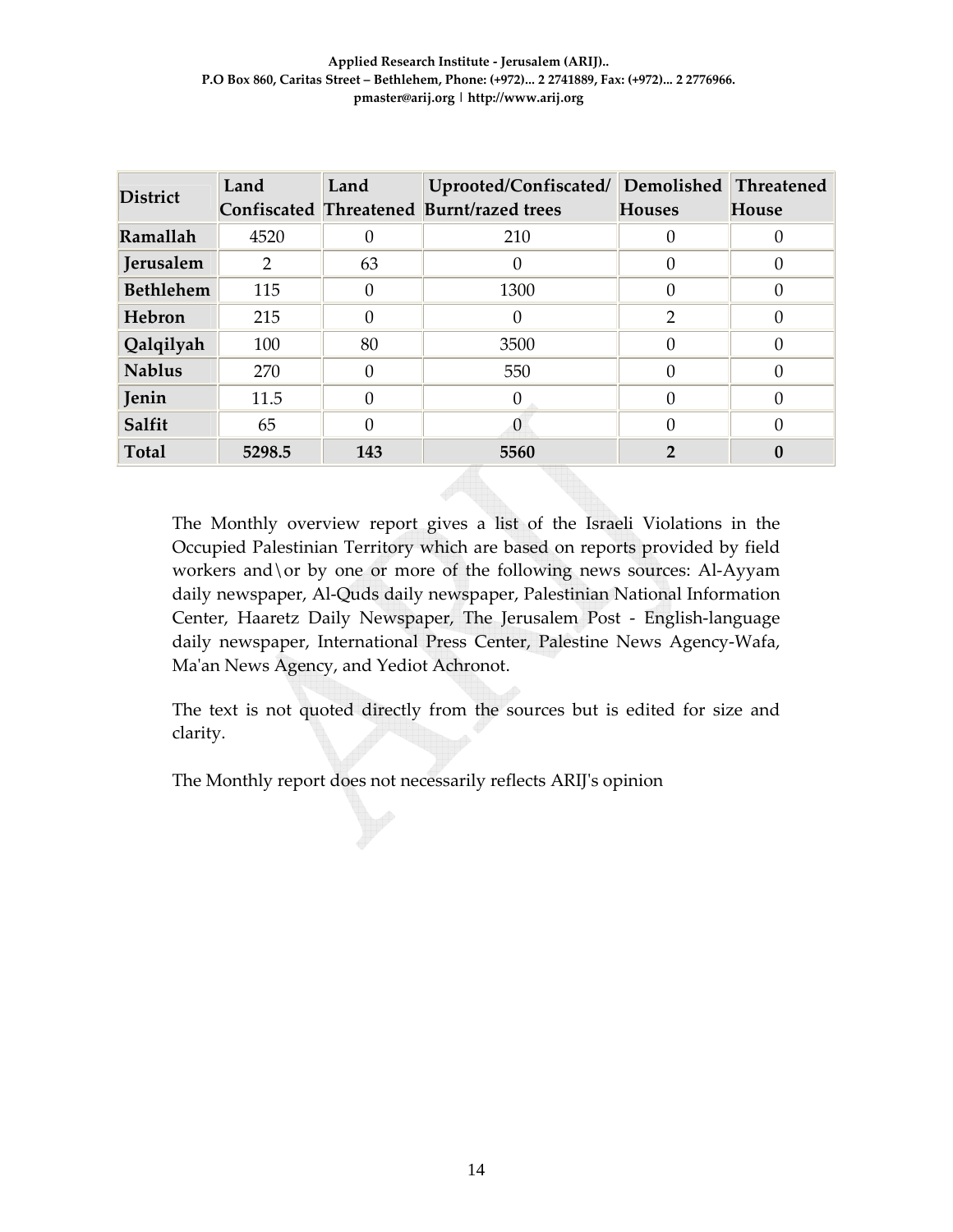| District | Land Confiscated | Land Threatened | Uprooted/Confiscated/ Burnt/razed trees | Demolished Houses | Threatened House |
|---|---|---|---|---|---|
| **Ramallah** | 4520 | 0 | 210 | 0 | 0 |
| **Jerusalem** | 2 | 63 | 0 | 0 | 0 |
| **Bethlehem** | 115 | 0 | 1300 | 0 | 0 |
| **Hebron** | 215 | 0 | 0 | 2 | 0 |
| **Qalqilyah** | 100 | 80 | 3500 | 0 | 0 |
| **Nablus** | 270 | 0 | 550 | 0 | 0 |
| **Jenin** | 11.5 | 0 | 0 | 0 | 0 |
| **Salfit** | 65 | 0 | 0 | 0 | 0 |
| **Total** | **5298.5** | **143** | **5560** | **2** | **0** |

The Monthly overview report gives a list of the Israeli Violations in the Occupied Palestinian Territory which are based on reports provided by field workers and\or by one or more of the following news sources: Al-Ayyam daily newspaper, Al-Quds daily newspaper, Palestinian National Information Center, Haaretz Daily Newspaper, The Jerusalem Post - English-language daily newspaper, International Press Center, Palestine News Agency-Wafa, Ma'an News Agency, and Yediot Achronot.

The text is not quoted directly from the sources but is edited for size and clarity.

The Monthly report does not necessarily reflects ARIJ's opinion